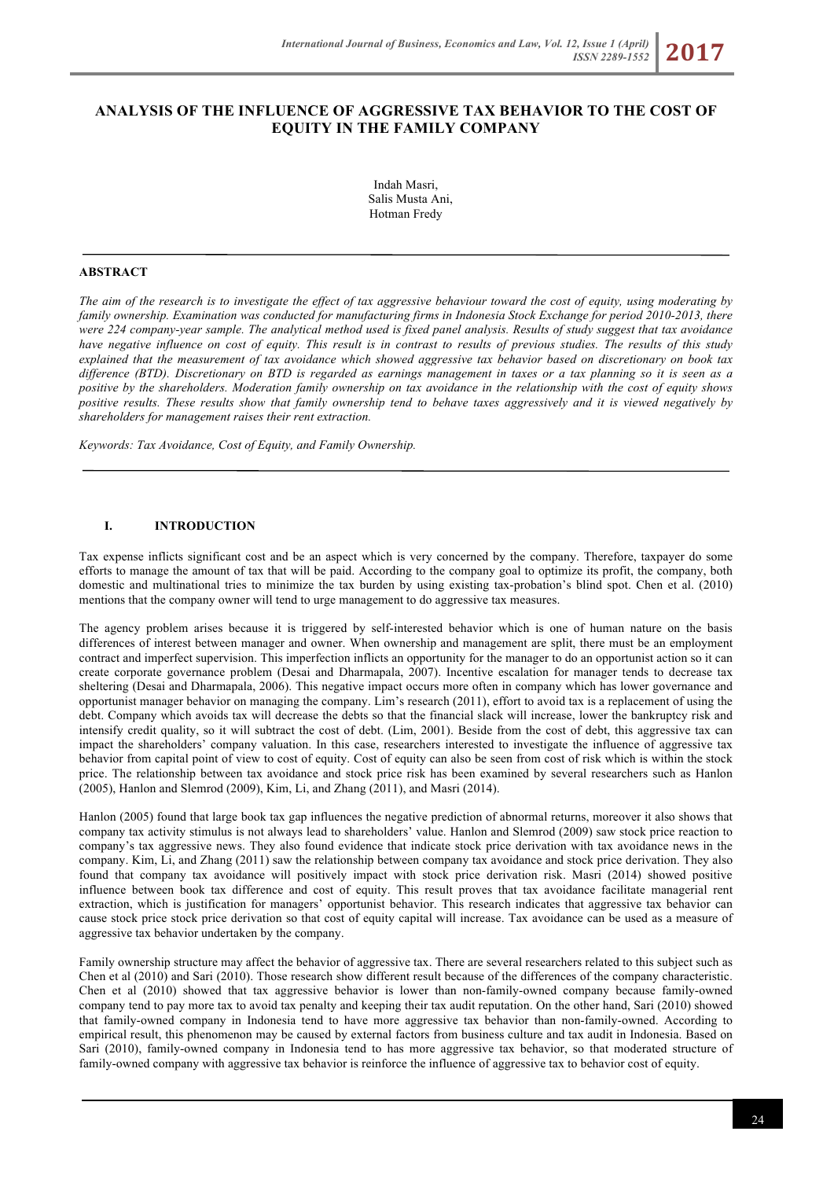# ANALYSIS OF THE INFLUENCE OF AGGRESSIVE TAX BEHAVIOR TO THE COST OF EQUITY IN THE FAMILY COMPANY

Indah Masri,
Salis Musta Ani,
Hotman Fredy

## ABSTRACT

*The aim of the research is to investigate the effect of tax aggressive behaviour toward the cost of equity, using moderating by family ownership. Examination was conducted for manufacturing firms in Indonesia Stock Exchange for period 2010-2013, there were 224 company-year sample. The analytical method used is fixed panel analysis. Results of study suggest that tax avoidance have negative influence on cost of equity. This result is in contrast to results of previous studies. The results of this study explained that the measurement of tax avoidance which showed aggressive tax behavior based on discretionary on book tax difference (BTD). Discretionary on BTD is regarded as earnings management in taxes or a tax planning so it is seen as a positive by the shareholders. Moderation family ownership on tax avoidance in the relationship with the cost of equity shows positive results. These results show that family ownership tend to behave taxes aggressively and it is viewed negatively by shareholders for management raises their rent extraction.*

*Keywords: Tax Avoidance, Cost of Equity, and Family Ownership.*

## I. INTRODUCTION

Tax expense inflicts significant cost and be an aspect which is very concerned by the company. Therefore, taxpayer do some efforts to manage the amount of tax that will be paid. According to the company goal to optimize its profit, the company, both domestic and multinational tries to minimize the tax burden by using existing tax-probation's blind spot. Chen et al. (2010) mentions that the company owner will tend to urge management to do aggressive tax measures.

The agency problem arises because it is triggered by self-interested behavior which is one of human nature on the basis differences of interest between manager and owner. When ownership and management are split, there must be an employment contract and imperfect supervision. This imperfection inflicts an opportunity for the manager to do an opportunist action so it can create corporate governance problem (Desai and Dharmapala, 2007). Incentive escalation for manager tends to decrease tax sheltering (Desai and Dharmapala, 2006). This negative impact occurs more often in company which has lower governance and opportunist manager behavior on managing the company. Lim's research (2011), effort to avoid tax is a replacement of using the debt. Company which avoids tax will decrease the debts so that the financial slack will increase, lower the bankruptcy risk and intensify credit quality, so it will subtract the cost of debt. (Lim, 2001). Beside from the cost of debt, this aggressive tax can impact the shareholders' company valuation. In this case, researchers interested to investigate the influence of aggressive tax behavior from capital point of view to cost of equity. Cost of equity can also be seen from cost of risk which is within the stock price. The relationship between tax avoidance and stock price risk has been examined by several researchers such as Hanlon (2005), Hanlon and Slemrod (2009), Kim, Li, and Zhang (2011), and Masri (2014).

Hanlon (2005) found that large book tax gap influences the negative prediction of abnormal returns, moreover it also shows that company tax activity stimulus is not always lead to shareholders' value. Hanlon and Slemrod (2009) saw stock price reaction to company's tax aggressive news. They also found evidence that indicate stock price derivation with tax avoidance news in the company. Kim, Li, and Zhang (2011) saw the relationship between company tax avoidance and stock price derivation. They also found that company tax avoidance will positively impact with stock price derivation risk. Masri (2014) showed positive influence between book tax difference and cost of equity. This result proves that tax avoidance facilitate managerial rent extraction, which is justification for managers' opportunist behavior. This research indicates that aggressive tax behavior can cause stock price stock price derivation so that cost of equity capital will increase. Tax avoidance can be used as a measure of aggressive tax behavior undertaken by the company.

Family ownership structure may affect the behavior of aggressive tax. There are several researchers related to this subject such as Chen et al (2010) and Sari (2010). Those research show different result because of the differences of the company characteristic. Chen et al (2010) showed that tax aggressive behavior is lower than non-family-owned company because family-owned company tend to pay more tax to avoid tax penalty and keeping their tax audit reputation. On the other hand, Sari (2010) showed that family-owned company in Indonesia tend to have more aggressive tax behavior than non-family-owned. According to empirical result, this phenomenon may be caused by external factors from business culture and tax audit in Indonesia. Based on Sari (2010), family-owned company in Indonesia tend to has more aggressive tax behavior, so that moderated structure of family-owned company with aggressive tax behavior is reinforce the influence of aggressive tax to behavior cost of equity.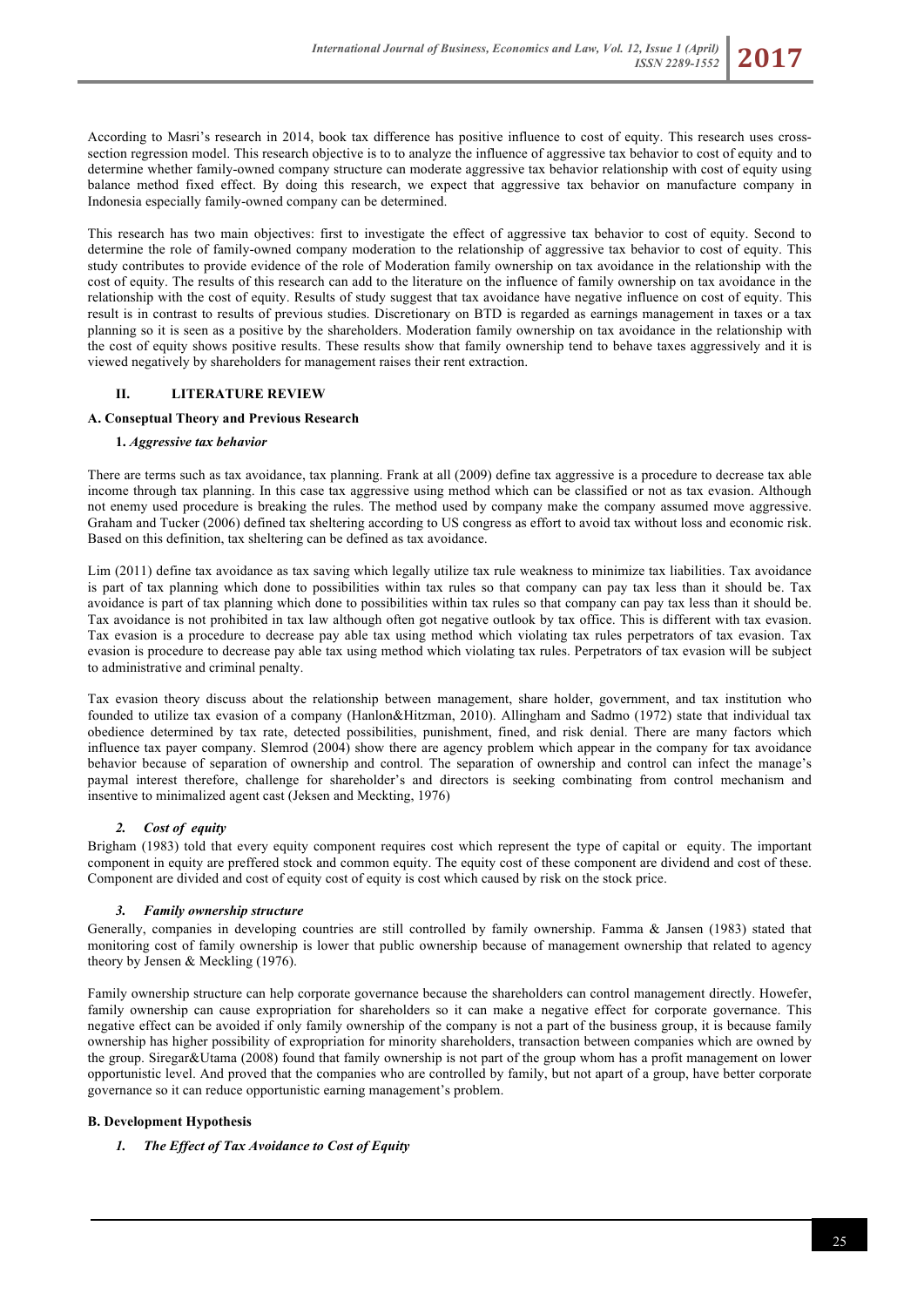According to Masri's research in 2014, book tax difference has positive influence to cost of equity. This research uses cross-section regression model. This research objective is to to analyze the influence of aggressive tax behavior to cost of equity and to determine whether family-owned company structure can moderate aggressive tax behavior relationship with cost of equity using balance method fixed effect. By doing this research, we expect that aggressive tax behavior on manufacture company in Indonesia especially family-owned company can be determined.

This research has two main objectives: first to investigate the effect of aggressive tax behavior to cost of equity. Second to determine the role of family-owned company moderation to the relationship of aggressive tax behavior to cost of equity. This study contributes to provide evidence of the role of Moderation family ownership on tax avoidance in the relationship with the cost of equity. The results of this research can add to the literature on the influence of family ownership on tax avoidance in the relationship with the cost of equity. Results of study suggest that tax avoidance have negative influence on cost of equity. This result is in contrast to results of previous studies. Discretionary on BTD is regarded as earnings management in taxes or a tax planning so it is seen as a positive by the shareholders. Moderation family ownership on tax avoidance in the relationship with the cost of equity shows positive results. These results show that family ownership tend to behave taxes aggressively and it is viewed negatively by shareholders for management raises their rent extraction.

## II. LITERATURE REVIEW

### A. Conseptual Theory and Previous Research

#### 1. *Aggressive tax behavior*

There are terms such as tax avoidance, tax planning. Frank at all (2009) define tax aggressive is a procedure to decrease tax able income through tax planning. In this case tax aggressive using method which can be classified or not as tax evasion. Although not enemy used procedure is breaking the rules. The method used by company make the company assumed move aggressive. Graham and Tucker (2006) defined tax sheltering according to US congress as effort to avoid tax without loss and economic risk. Based on this definition, tax sheltering can be defined as tax avoidance.

Lim (2011) define tax avoidance as tax saving which legally utilize tax rule weakness to minimize tax liabilities. Tax avoidance is part of tax planning which done to possibilities within tax rules so that company can pay tax less than it should be. Tax avoidance is part of tax planning which done to possibilities within tax rules so that company can pay tax less than it should be. Tax avoidance is not prohibited in tax law although often got negative outlook by tax office. This is different with tax evasion. Tax evasion is a procedure to decrease pay able tax using method which violating tax rules perpetrators of tax evasion. Tax evasion is procedure to decrease pay able tax using method which violating tax rules. Perpetrators of tax evasion will be subject to administrative and criminal penalty.

Tax evasion theory discuss about the relationship between management, share holder, government, and tax institution who founded to utilize tax evasion of a company (Hanlon&Hitzman, 2010). Allingham and Sadmo (1972) state that individual tax obedience determined by tax rate, detected possibilities, punishment, fined, and risk denial. There are many factors which influence tax payer company. Slemrod (2004) show there are agency problem which appear in the company for tax avoidance behavior because of separation of ownership and control. The separation of ownership and control can infect the manage's paymal interest therefore, challenge for shareholder's and directors is seeking combinating from control mechanism and insentive to minimalized agent cast (Jeksen and Meckting, 1976)

#### *2. Cost of equity*

Brigham (1983) told that every equity component requires cost which represent the type of capital or equity. The important component in equity are preffered stock and common equity. The equity cost of these component are dividend and cost of these. Component are divided and cost of equity cost of equity is cost which caused by risk on the stock price.

#### *3. Family ownership structure*

Generally, companies in developing countries are still controlled by family ownership. Famma & Jansen (1983) stated that monitoring cost of family ownership is lower that public ownership because of management ownership that related to agency theory by Jensen & Meckling (1976).

Family ownership structure can help corporate governance because the shareholders can control management directly. Howefer, family ownership can cause expropriation for shareholders so it can make a negative effect for corporate governance. This negative effect can be avoided if only family ownership of the company is not a part of the business group, it is because family ownership has higher possibility of expropriation for minority shareholders, transaction between companies which are owned by the group. Siregar&Utama (2008) found that family ownership is not part of the group whom has a profit management on lower opportunistic level. And proved that the companies who are controlled by family, but not apart of a group, have better corporate governance so it can reduce opportunistic earning management's problem.

### B. Development Hypothesis

#### *1. The Effect of Tax Avoidance to Cost of Equity*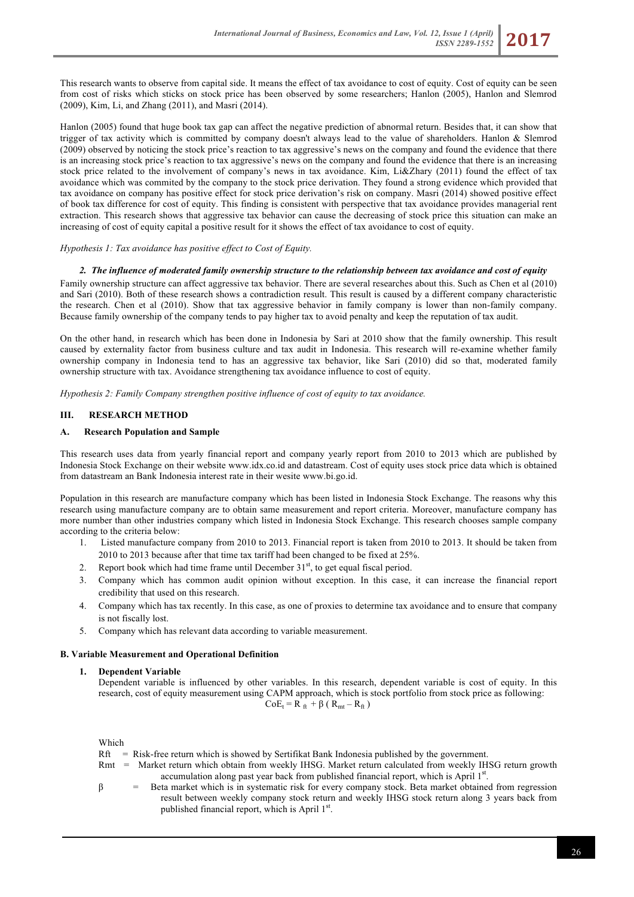This research wants to observe from capital side. It means the effect of tax avoidance to cost of equity. Cost of equity can be seen from cost of risks which sticks on stock price has been observed by some researchers; Hanlon (2005), Hanlon and Slemrod (2009), Kim, Li, and Zhang (2011), and Masri (2014).

Hanlon (2005) found that huge book tax gap can affect the negative prediction of abnormal return. Besides that, it can show that trigger of tax activity which is committed by company doesn't always lead to the value of shareholders. Hanlon & Slemrod (2009) observed by noticing the stock price's reaction to tax aggressive's news on the company and found the evidence that there is an increasing stock price's reaction to tax aggressive's news on the company and found the evidence that there is an increasing stock price related to the involvement of company's news in tax avoidance. Kim, Li&Zhary (2011) found the effect of tax avoidance which was commited by the company to the stock price derivation. They found a strong evidence which provided that tax avoidance on company has positive effect for stock price derivation's risk on company. Masri (2014) showed positive effect of book tax difference for cost of equity. This finding is consistent with perspective that tax avoidance provides managerial rent extraction. This research shows that aggressive tax behavior can cause the decreasing of stock price this situation can make an increasing of cost of equity capital a positive result for it shows the effect of tax avoidance to cost of equity.

*Hypothesis 1: Tax avoidance has positive effect to Cost of Equity.*

### *2. The influence of moderated family ownership structure to the relationship between tax avoidance and cost of equity*

Family ownership structure can affect aggressive tax behavior. There are several researches about this. Such as Chen et al (2010) and Sari (2010). Both of these research shows a contradiction result. This result is caused by a different company characteristic the research. Chen et al (2010). Show that tax aggressive behavior in family company is lower than non-family company. Because family ownership of the company tends to pay higher tax to avoid penalty and keep the reputation of tax audit.

On the other hand, in research which has been done in Indonesia by Sari at 2010 show that the family ownership. This result caused by externality factor from business culture and tax audit in Indonesia. This research will re-examine whether family ownership company in Indonesia tend to has an aggressive tax behavior, like Sari (2010) did so that, moderated family ownership structure with tax. Avoidance strengthening tax avoidance influence to cost of equity.

*Hypothesis 2: Family Company strengthen positive influence of cost of equity to tax avoidance.*

## III. RESEARCH METHOD

### A. Research Population and Sample

This research uses data from yearly financial report and company yearly report from 2010 to 2013 which are published by Indonesia Stock Exchange on their website www.idx.co.id and datastream. Cost of equity uses stock price data which is obtained from datastream an Bank Indonesia interest rate in their wesite www.bi.go.id.

Population in this research are manufacture company which has been listed in Indonesia Stock Exchange. The reasons why this research using manufacture company are to obtain same measurement and report criteria. Moreover, manufacture company has more number than other industries company which listed in Indonesia Stock Exchange. This research chooses sample company according to the criteria below:

1. Listed manufacture company from 2010 to 2013. Financial report is taken from 2010 to 2013. It should be taken from 2010 to 2013 because after that time tax tariff had been changed to be fixed at 25%.
2. Report book which had time frame until December 31st, to get equal fiscal period.
3. Company which has common audit opinion without exception. In this case, it can increase the financial report credibility that used on this research.
4. Company which has tax recently. In this case, as one of proxies to determine tax avoidance and to ensure that company is not fiscally lost.
5. Company which has relevant data according to variable measurement.

### B. Variable Measurement and Operational Definition

**1. Dependent Variable**

Dependent variable is influenced by other variables. In this research, dependent variable is cost of equity. In this research, cost of equity measurement using CAPM approach, which is stock portfolio from stock price as following:

$$CoE_t = R_{ft} + \beta\,(R_{mt} - R_{ft})$$

Which

$R_{ft}$ = Risk-free return which is showed by Sertifikat Bank Indonesia published by the government.

$R_{mt}$ = Market return which obtain from weekly IHSG. Market return calculated from weekly IHSG return growth accumulation along past year back from published financial report, which is April 1st.

$\beta$ = Beta market which is in systematic risk for every company stock. Beta market obtained from regression result between weekly company stock return and weekly IHSG stock return along 3 years back from published financial report, which is April 1st.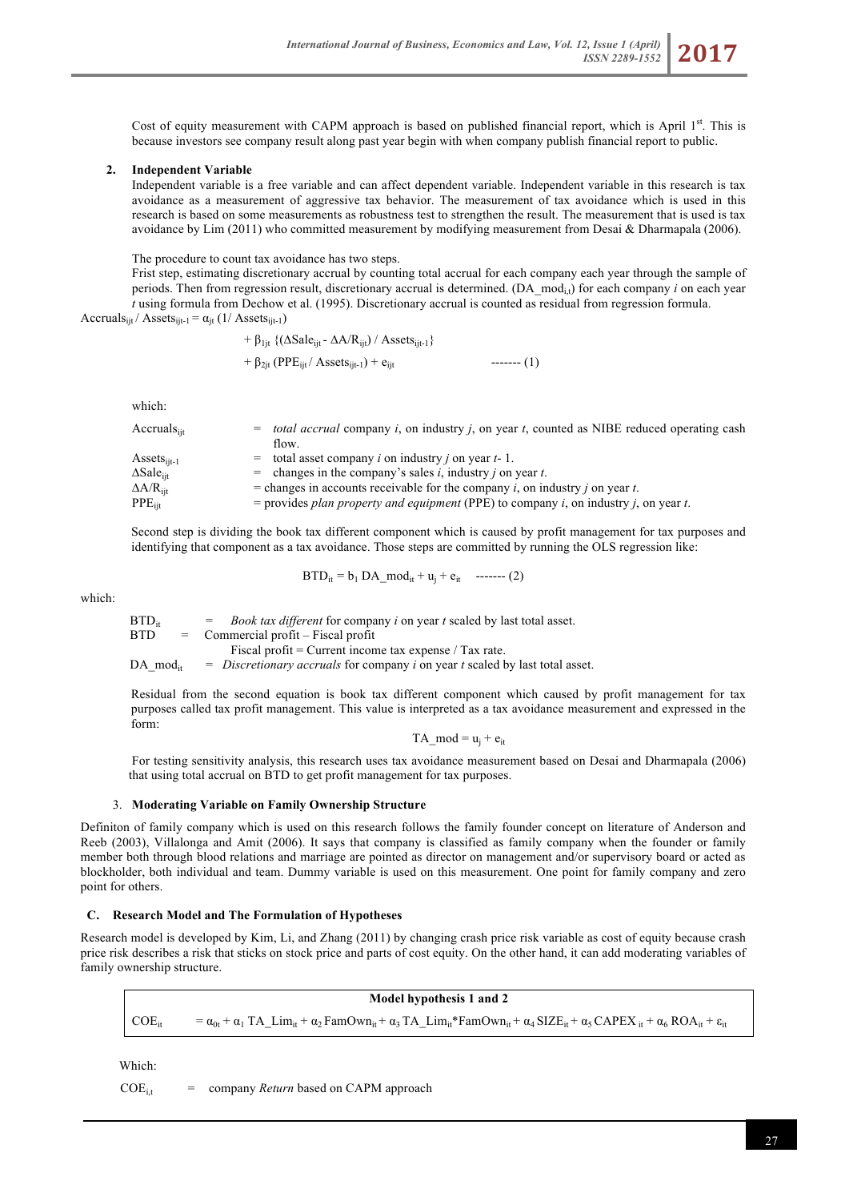Cost of equity measurement with CAPM approach is based on published financial report, which is April 1st. This is because investors see company result along past year begin with when company publish financial report to public.

2. **Independent Variable**

Independent variable is a free variable and can affect dependent variable. Independent variable in this research is tax avoidance as a measurement of aggressive tax behavior. The measurement of tax avoidance which is used in this research is based on some measurements as robustness test to strengthen the result. The measurement that is used is tax avoidance by Lim (2011) who committed measurement by modifying measurement from Desai & Dharmapala (2006).

The procedure to count tax avoidance has two steps.

Frist step, estimating discretionary accrual by counting total accrual for each company each year through the sample of periods. Then from regression result, discretionary accrual is determined. ($DA\_mod_{i,t}$) for each company *i* on each year *t* using formula from Dechow et al. (1995). Discretionary accrual is counted as residual from regression formula.

$$Accruals_{ijt} / Assets_{ijt-1} = \alpha_{jt} (1/ Assets_{ijt-1}) + \beta_{1jt} \{(\Delta Sale_{ijt} - \Delta A/R_{ijt}) / Assets_{ijt-1}\} + \beta_{2jt} (PPE_{ijt} / Assets_{ijt-1}) + e_{ijt} \quad \text{------- (1)}$$

which:

| | | |
|---|---|---|
| $Accruals_{ijt}$ | = | *total accrual* company *i*, on industry *j*, on year *t*, counted as NIBE reduced operating cash flow. |
| $Assets_{ijt-1}$ | = | total asset company *i* on industry *j* on year *t*- 1. |
| $\Delta Sale_{ijt}$ | = | changes in the company's sales *i*, industry *j* on year *t*. |
| $\Delta A/R_{ijt}$ | = | changes in accounts receivable for the company *i*, on industry *j* on year *t*. |
| $PPE_{ijt}$ | = | provides *plan property and equipment* (PPE) to company *i*, on industry *j*, on year *t*. |

Second step is dividing the book tax different component which is caused by profit management for tax purposes and identifying that component as a tax avoidance. Those steps are committed by running the OLS regression like:

$$BTD_{it} = b_1 \, DA\_mod_{it} + u_j + e_{it} \quad \text{------- (2)}$$

which:

| | | |
|---|---|---|
| $BTD_{it}$ | = | *Book tax different* for company *i* on year *t* scaled by last total asset. |
| BTD | = | Commercial profit – Fiscal profit<br>Fiscal profit = Current income tax expense / Tax rate. |
| $DA\_mod_{it}$ | = | *Discretionary accruals* for company *i* on year *t* scaled by last total asset. |

Residual from the second equation is book tax different component which caused by profit management for tax purposes called tax profit management. This value is interpreted as a tax avoidance measurement and expressed in the form:

$$TA\_mod = u_j + e_{it}$$

For testing sensitivity analysis, this research uses tax avoidance measurement based on Desai and Dharmapala (2006) that using total accrual on BTD to get profit management for tax purposes.

3. **Moderating Variable on Family Ownership Structure**

Definiton of family company which is used on this research follows the family founder concept on literature of Anderson and Reeb (2003), Villalonga and Amit (2006). It says that company is classified as family company when the founder or family member both through blood relations and marriage are pointed as director on management and/or supervisory board or acted as blockholder, both individual and team. Dummy variable is used on this measurement. One point for family company and zero point for others.

### C. Research Model and The Formulation of Hypotheses

Research model is developed by Kim, Li, and Zhang (2011) by changing crash price risk variable as cost of equity because crash price risk describes a risk that sticks on stock price and parts of cost equity. On the other hand, it can add moderating variables of family ownership structure.

| Model hypothesis 1 and 2 |
|---|
| $COE_{it} = \alpha_{0t} + \alpha_1 \, TA\_Lim_{it} + \alpha_2 \, FamOwn_{it} + \alpha_3 \, TA\_Lim_{it} * FamOwn_{it} + \alpha_4 \, SIZE_{it} + \alpha_5 \, CAPEX_{it} + \alpha_6 \, ROA_{it} + \varepsilon_{it}$ |

Which:

$COE_{i,t}$ = company *Return* based on CAPM approach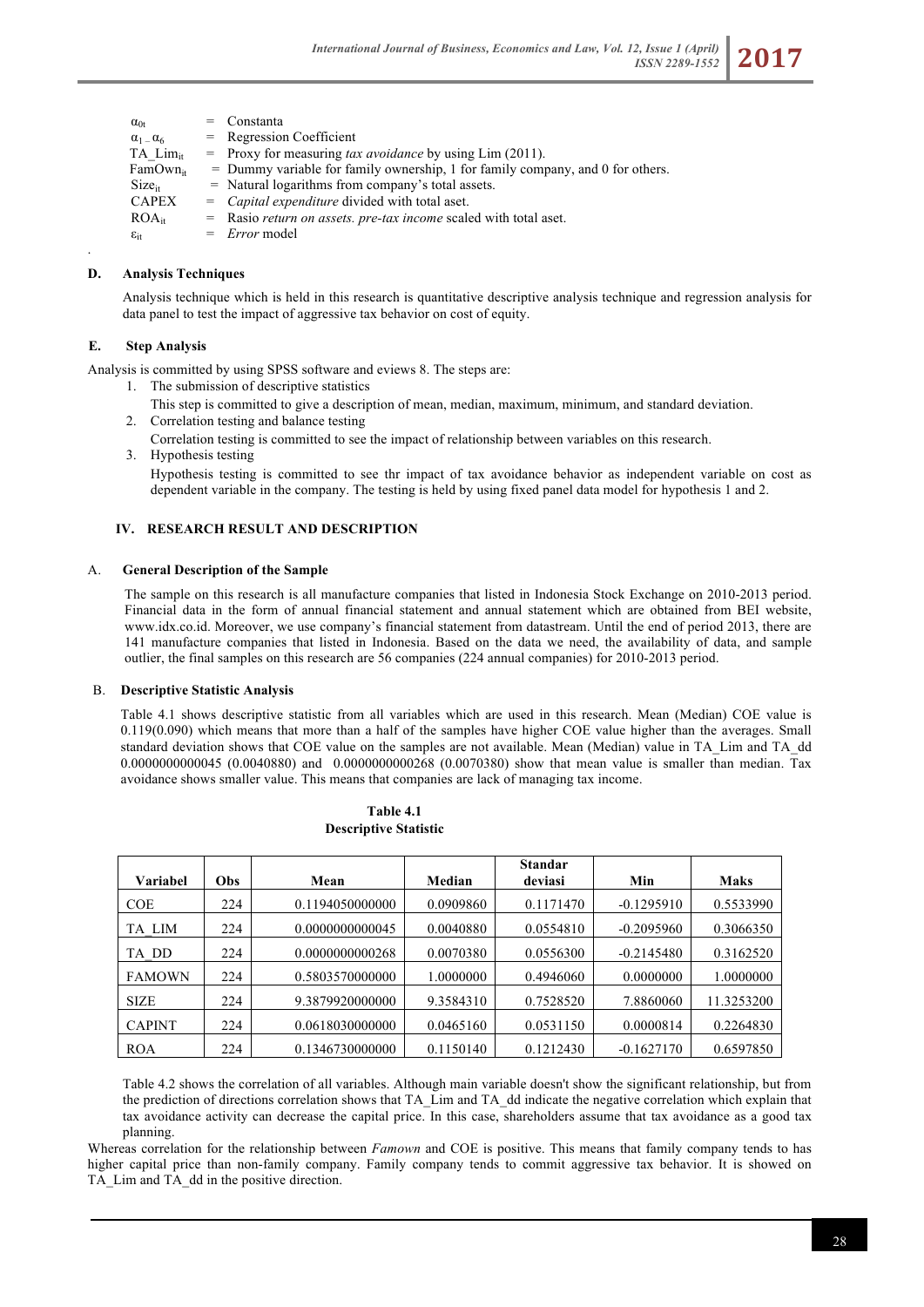$\alpha_{0t}$ = Constanta
$\alpha_{1-}\alpha_6$ = Regression Coefficient
$TA\_Lim_{it}$ = Proxy for measuring *tax avoidance* by using Lim (2011).
$FamOwn_{it}$ = Dummy variable for family ownership, 1 for family company, and 0 for others.
$Size_{it}$ = Natural logarithms from company's total assets.
CAPEX = *Capital expenditure* divided with total aset.
$ROA_{it}$ = Rasio *return on assets. pre-tax income* scaled with total aset.
$\varepsilon_{it}$ = *Error* model

### D. Analysis Techniques

Analysis technique which is held in this research is quantitative descriptive analysis technique and regression analysis for data panel to test the impact of aggressive tax behavior on cost of equity.

### E. Step Analysis

Analysis is committed by using SPSS software and eviews 8. The steps are:

1. The submission of descriptive statistics
   This step is committed to give a description of mean, median, maximum, minimum, and standard deviation.
2. Correlation testing and balance testing
   Correlation testing is committed to see the impact of relationship between variables on this research.
3. Hypothesis testing
   Hypothesis testing is committed to see thr impact of tax avoidance behavior as independent variable on cost as dependent variable in the company. The testing is held by using fixed panel data model for hypothesis 1 and 2.

## IV. RESEARCH RESULT AND DESCRIPTION

### A. General Description of the Sample

The sample on this research is all manufacture companies that listed in Indonesia Stock Exchange on 2010-2013 period. Financial data in the form of annual financial statement and annual statement which are obtained from BEI website, www.idx.co.id. Moreover, we use company's financial statement from datastream. Until the end of period 2013, there are 141 manufacture companies that listed in Indonesia. Based on the data we need, the availability of data, and sample outlier, the final samples on this research are 56 companies (224 annual companies) for 2010-2013 period.

### B. Descriptive Statistic Analysis

Table 4.1 shows descriptive statistic from all variables which are used in this research. Mean (Median) COE value is 0.119(0.090) which means that more than a half of the samples have higher COE value higher than the averages. Small standard deviation shows that COE value on the samples are not available. Mean (Median) value in TA_Lim and TA_dd 0.0000000000045 (0.0040880) and 0.0000000000268 (0.0070380) show that mean value is smaller than median. Tax avoidance shows smaller value. This means that companies are lack of managing tax income.

**Table 4.1**
**Descriptive Statistic**

| Variabel | Obs | Mean | Median | Standar deviasi | Min | Maks |
|---|---|---|---|---|---|---|
| COE | 224 | 0.1194050000000 | 0.0909860 | 0.1171470 | -0.1295910 | 0.5533990 |
| TA_LIM | 224 | 0.0000000000045 | 0.0040880 | 0.0554810 | -0.2095960 | 0.3066350 |
| TA_DD | 224 | 0.0000000000268 | 0.0070380 | 0.0556300 | -0.2145480 | 0.3162520 |
| FAMOWN | 224 | 0.5803570000000 | 1.0000000 | 0.4946060 | 0.0000000 | 1.0000000 |
| SIZE | 224 | 9.3879920000000 | 9.3584310 | 0.7528520 | 7.8860060 | 11.3253200 |
| CAPINT | 224 | 0.0618030000000 | 0.0465160 | 0.0531150 | 0.0000814 | 0.2264830 |
| ROA | 224 | 0.1346730000000 | 0.1150140 | 0.1212430 | -0.1627170 | 0.6597850 |

Table 4.2 shows the correlation of all variables. Although main variable doesn't show the significant relationship, but from the prediction of directions correlation shows that TA_Lim and TA_dd indicate the negative correlation which explain that tax avoidance activity can decrease the capital price. In this case, shareholders assume that tax avoidance as a good tax planning.

Whereas correlation for the relationship between *Famown* and COE is positive. This means that family company tends to has higher capital price than non-family company. Family company tends to commit aggressive tax behavior. It is showed on TA_Lim and TA_dd in the positive direction.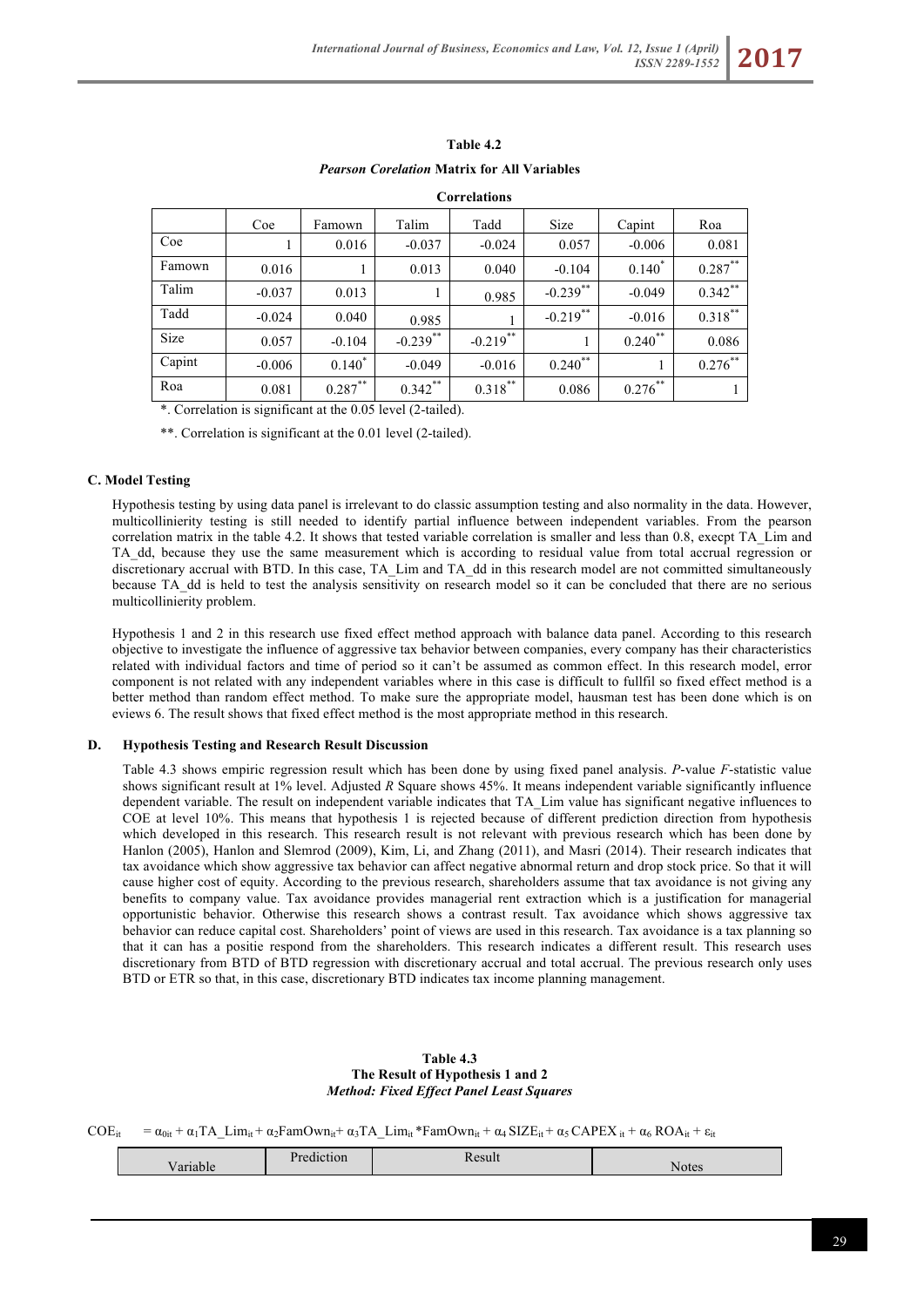**Table 4.2**

***Pearson Corelation* Matrix for All Variables**

**Correlations**

| | Coe | Famown | Talim | Tadd | Size | Capint | Roa |
|---|---|---|---|---|---|---|---|
| Coe | 1 | 0.016 | -0.037 | -0.024 | 0.057 | -0.006 | 0.081 |
| Famown | 0.016 | 1 | 0.013 | 0.040 | -0.104 | 0.140* | 0.287** |
| Talim | -0.037 | 0.013 | 1 | 0.985 | -0.239** | -0.049 | 0.342** |
| Tadd | -0.024 | 0.040 | 0.985 | 1 | -0.219** | -0.016 | 0.318** |
| Size | 0.057 | -0.104 | -0.239** | -0.219** | 1 | 0.240** | 0.086 |
| Capint | -0.006 | 0.140* | -0.049 | -0.016 | 0.240** | 1 | 0.276** |
| Roa | 0.081 | 0.287** | 0.342** | 0.318** | 0.086 | 0.276** | 1 |

*. Correlation is significant at the 0.05 level (2-tailed).

**. Correlation is significant at the 0.01 level (2-tailed).

### C. Model Testing

Hypothesis testing by using data panel is irrelevant to do classic assumption testing and also normality in the data. However, multicollinierity testing is still needed to identify partial influence between independent variables. From the pearson correlation matrix in the table 4.2. It shows that tested variable correlation is smaller and less than 0.8, execpt TA_Lim and TA_dd, because they use the same measurement which is according to residual value from total accrual regression or discretionary accrual with BTD. In this case, TA_Lim and TA_dd in this research model are not committed simultaneously because TA_dd is held to test the analysis sensitivity on research model so it can be concluded that there are no serious multicollinierity problem.

Hypothesis 1 and 2 in this research use fixed effect method approach with balance data panel. According to this research objective to investigate the influence of aggressive tax behavior between companies, every company has their characteristics related with individual factors and time of period so it can't be assumed as common effect. In this research model, error component is not related with any independent variables where in this case is difficult to fullfil so fixed effect method is a better method than random effect method. To make sure the appropriate model, hausman test has been done which is on eviews 6. The result shows that fixed effect method is the most appropriate method in this research.

### D. Hypothesis Testing and Research Result Discussion

Table 4.3 shows empiric regression result which has been done by using fixed panel analysis. *P*-value *F*-statistic value shows significant result at 1% level. Adjusted *R* Square shows 45%. It means independent variable significantly influence dependent variable. The result on independent variable indicates that TA_Lim value has significant negative influences to COE at level 10%. This means that hypothesis 1 is rejected because of different prediction direction from hypothesis which developed in this research. This research result is not relevant with previous research which has been done by Hanlon (2005), Hanlon and Slemrod (2009), Kim, Li, and Zhang (2011), and Masri (2014). Their research indicates that tax avoidance which show aggressive tax behavior can affect negative abnormal return and drop stock price. So that it will cause higher cost of equity. According to the previous research, shareholders assume that tax avoidance is not giving any benefits to company value. Tax avoidance provides managerial rent extraction which is a justification for managerial opportunistic behavior. Otherwise this research shows a contrast result. Tax avoidance which shows aggressive tax behavior can reduce capital cost. Shareholders' point of views are used in this research. Tax avoidance is a tax planning so that it can has a positie respond from the shareholders. This research indicates a different result. This research uses discretionary from BTD of BTD regression with discretionary accrual and total accrual. The previous research only uses BTD or ETR so that, in this case, discretionary BTD indicates tax income planning management.

**Table 4.3**

**The Result of Hypothesis 1 and 2**

***Method: Fixed Effect Panel Least Squares***

$$COE_{it} = \alpha_{0it} + \alpha_1 TA\_Lim_{it} + \alpha_2 FamOwn_{it} + \alpha_3 TA\_Lim_{it} * FamOwn_{it} + \alpha_4 SIZE_{it} + \alpha_5 CAPEX_{it} + \alpha_6 ROA_{it} + \varepsilon_{it}$$

| Variable | Prediction | Result | Notes |
|---|---|---|---|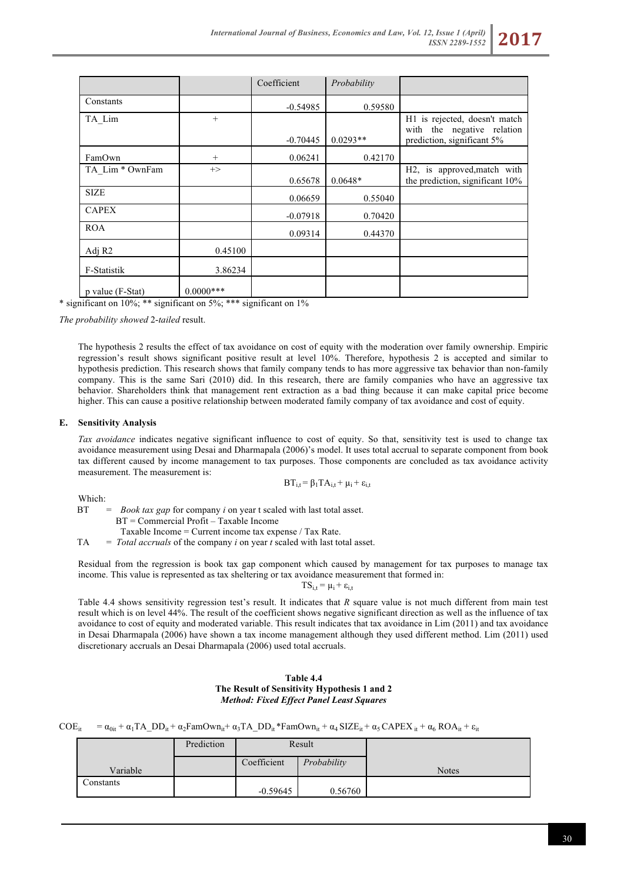| | | Coefficient | *Probability* | |
|---|---|---|---|---|
| Constants | | -0.54985 | 0.59580 | |
| TA_Lim | + | -0.70445 | 0.0293** | H1 is rejected, doesn't match with the negative relation prediction, significant 5% |
| FamOwn | + | 0.06241 | 0.42170 | |
| TA_Lim * OwnFam | +> | 0.65678 | 0.0648* | H2, is approved,match with the prediction, significant 10% |
| SIZE | | 0.06659 | 0.55040 | |
| CAPEX | | -0.07918 | 0.70420 | |
| ROA | | 0.09314 | 0.44370 | |
| Adj R2 | 0.45100 | | | |
| F-Statistik | 3.86234 | | | |
| p value (F-Stat) | 0.0000*** | | | |

* significant on 10%; ** significant on 5%; *** significant on 1%

*The probability showed* 2-*tailed* result.

The hypothesis 2 results the effect of tax avoidance on cost of equity with the moderation over family ownership. Empiric regression's result shows significant positive result at level 10%. Therefore, hypothesis 2 is accepted and similar to hypothesis prediction. This research shows that family company tends to has more aggressive tax behavior than non-family company. This is the same Sari (2010) did. In this research, there are family companies who have an aggressive tax behavior. Shareholders think that management rent extraction as a bad thing because it can make capital price become higher. This can cause a positive relationship between moderated family company of tax avoidance and cost of equity.

### E. Sensitivity Analysis

*Tax avoidance* indicates negative significant influence to cost of equity. So that, sensitivity test is used to change tax avoidance measurement using Desai and Dharmapala (2006)'s model. It uses total accrual to separate component from book tax different caused by income management to tax purposes. Those components are concluded as tax avoidance activity measurement. The measurement is:

$$BT_{i,t} = \beta_1 TA_{i,t} + \mu_i + \varepsilon_{i,t}$$

Which:

BT = *Book tax gap* for company *i* on year t scaled with last total asset.
BT = Commercial Profit – Taxable Income
Taxable Income = Current income tax expense / Tax Rate.

TA = *Total accruals* of the company *i* on year *t* scaled with last total asset.

Residual from the regression is book tax gap component which caused by management for tax purposes to manage tax income. This value is represented as tax sheltering or tax avoidance measurement that formed in:

$$TS_{i,t} = \mu_i + \varepsilon_{i,t}$$

Table 4.4 shows sensitivity regression test's result. It indicates that *R* square value is not much different from main test result which is on level 44%. The result of the coefficient shows negative significant direction as well as the influence of tax avoidance to cost of equity and moderated variable. This result indicates that tax avoidance in Lim (2011) and tax avoidance in Desai Dharmapala (2006) have shown a tax income management although they used different method. Lim (2011) used discretionary accruals an Desai Dharmapala (2006) used total accruals.

**Table 4.4**
**The Result of Sensitivity Hypothesis 1 and 2**
***Method: Fixed Effect Panel Least Squares***

$$COE_{it} = \alpha_{0it} + \alpha_1 TA\_DD_{it} + \alpha_2 FamOwn_{it} + \alpha_3 TA\_DD_{it} * FamOwn_{it} + \alpha_4 SIZE_{it} + \alpha_5 CAPEX_{it} + \alpha_6 ROA_{it} + \varepsilon_{it}$$

| | Prediction | Result | | |
|---|---|---|---|---|
| Variable | | Coefficient | *Probability* | Notes |
| Constants | | -0.59645 | 0.56760 | |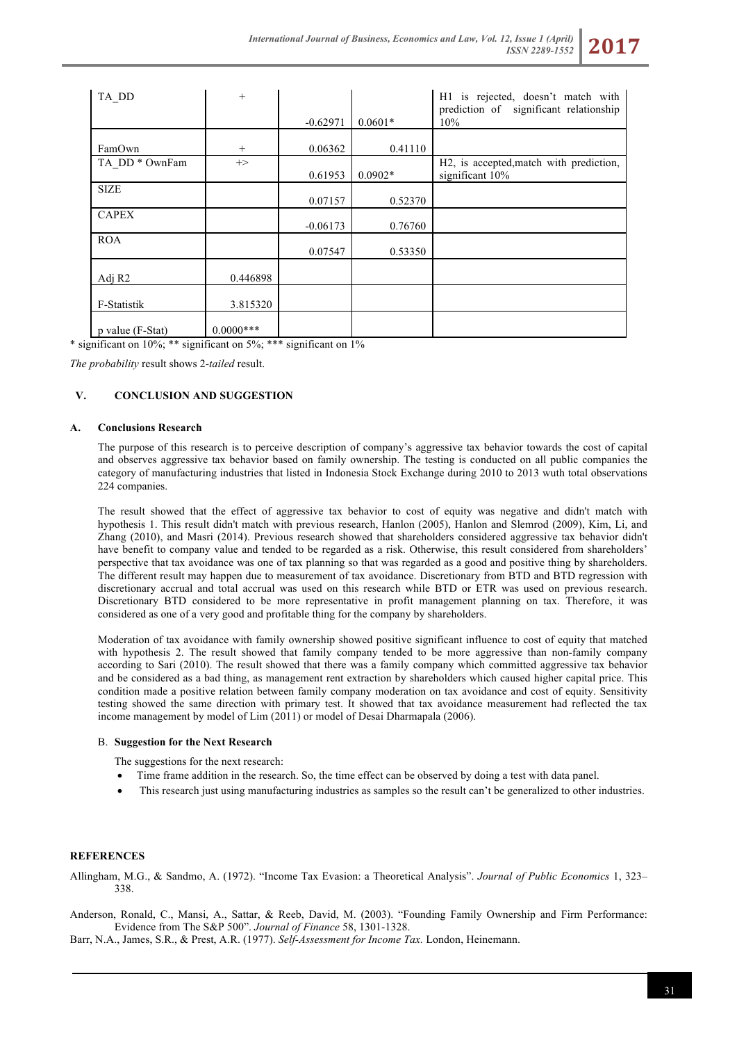| TA_DD | + | -0.62971 | 0.0601* | H1 is rejected, doesn't match with prediction of significant relationship 10% |
|---|---|---|---|---|
| FamOwn | + | 0.06362 | 0.41110 | |
| TA_DD * OwnFam | +> | 0.61953 | 0.0902* | H2, is accepted,match with prediction, significant 10% |
| SIZE | | 0.07157 | 0.52370 | |
| CAPEX | | -0.06173 | 0.76760 | |
| ROA | | 0.07547 | 0.53350 | |
| Adj R2 | 0.446898 | | | |
| F-Statistik | 3.815320 | | | |
| p value (F-Stat) | 0.0000*** | | | |

* significant on 10%; ** significant on 5%; *** significant on 1%

*The probability* result shows 2-*tailed* result.

## V. CONCLUSION AND SUGGESTION

### A. Conclusions Research

The purpose of this research is to perceive description of company's aggressive tax behavior towards the cost of capital and observes aggressive tax behavior based on family ownership. The testing is conducted on all public companies the category of manufacturing industries that listed in Indonesia Stock Exchange during 2010 to 2013 wuth total observations 224 companies.

The result showed that the effect of aggressive tax behavior to cost of equity was negative and didn't match with hypothesis 1. This result didn't match with previous research, Hanlon (2005), Hanlon and Slemrod (2009), Kim, Li, and Zhang (2010), and Masri (2014). Previous research showed that shareholders considered aggressive tax behavior didn't have benefit to company value and tended to be regarded as a risk. Otherwise, this result considered from shareholders' perspective that tax avoidance was one of tax planning so that was regarded as a good and positive thing by shareholders. The different result may happen due to measurement of tax avoidance. Discretionary from BTD and BTD regression with discretionary accrual and total accrual was used on this research while BTD or ETR was used on previous research. Discretionary BTD considered to be more representative in profit management planning on tax. Therefore, it was considered as one of a very good and profitable thing for the company by shareholders.

Moderation of tax avoidance with family ownership showed positive significant influence to cost of equity that matched with hypothesis 2. The result showed that family company tended to be more aggressive than non-family company according to Sari (2010). The result showed that there was a family company which committed aggressive tax behavior and be considered as a bad thing, as management rent extraction by shareholders which caused higher capital price. This condition made a positive relation between family company moderation on tax avoidance and cost of equity. Sensitivity testing showed the same direction with primary test. It showed that tax avoidance measurement had reflected the tax income management by model of Lim (2011) or model of Desai Dharmapala (2006).

### B. Suggestion for the Next Research

The suggestions for the next research:

- Time frame addition in the research. So, the time effect can be observed by doing a test with data panel.
- This research just using manufacturing industries as samples so the result can't be generalized to other industries.

## REFERENCES

Allingham, M.G., & Sandmo, A. (1972). "Income Tax Evasion: a Theoretical Analysis". *Journal of Public Economics* 1, 323–338.

Anderson, Ronald, C., Mansi, A., Sattar, & Reeb, David, M. (2003). "Founding Family Ownership and Firm Performance: Evidence from The S&P 500". *Journal of Finance* 58, 1301-1328.

Barr, N.A., James, S.R., & Prest, A.R. (1977). *Self-Assessment for Income Tax.* London, Heinemann.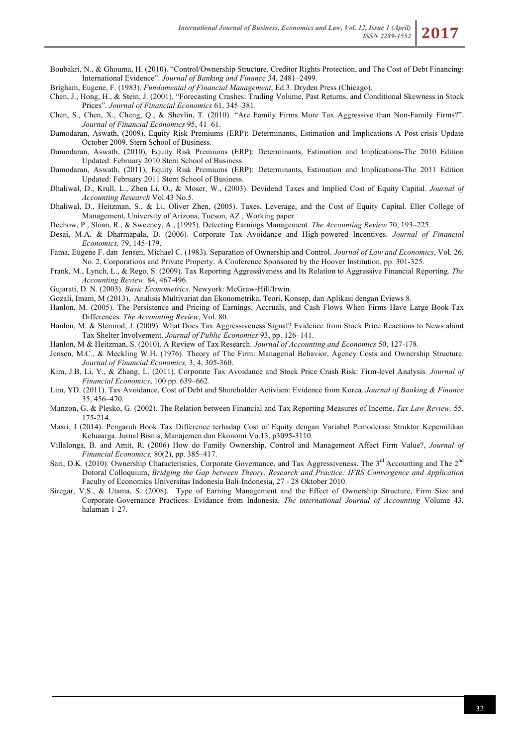Boubakri, N., & Ghouma, H. (2010). "Control/Ownership Structure, Creditor Rights Protection, and The Cost of Debt Financing: International Evidence". *Journal of Banking and Finance* 34, 2481–2499.

Brigham, Eugene, F. (1983). *Fundamental of Financial Management*, Ed.3. Dryden Press (Chicago).

Chen, J., Hong, H., & Stein, J. (2001). "Forecasting Crashes: Trading Volume, Past Returns, and Conditional Skewness in Stock Prices". *Journal of Financial Economics* 61, 345–381.

Chen, S., Chen, X., Cheng, Q., & Shevlin, T. (2010). "Are Family Firms More Tax Aggressive than Non-Family Firms?". *Journal of Financial Economics* 95, 41–61.

Damodaran, Aswath, (2009). Equity Risk Premiums (ERP): Determinants, Estimation and Implications-A Post-crisis Update October 2009. Stern School of Business.

Damodaran, Aswath, (2010), Equity Risk Premiums (ERP): Determinants, Estimation and Implications-The 2010 Edition Updated: February 2010 Stern School of Business.

Damodaran, Aswath, (2011), Equity Risk Premiums (ERP): Determinants, Estimation and Implications-The 2011 Edition Updated: February 2011 Stern School of Business.

Dhaliwal, D., Krull, L., Zhen Li, O., & Moser, W., (2003). Devidend Taxes and Implied Cost of Equity Capital. *Journal of Accounting Research* Vol.43 No.5.

Dhaliwal, D., Heitzman, S., & Li, Oliver Zhen, (2005). Taxes, Leverage, and the Cost of Equity Capital. Eller College of Management, University of Arizona, Tucson, AZ , Working paper.

Dechow, P., Sloan, R., & Sweeney, A., (1995). Detecting Earnings Management. *The Accounting Review* 70, 193–225.

Desai, M.A. & Dharmapala, D. (2006). Corporate Tax Avoidance and High-powered Incentives. *Journal of Financial Economics,* 79, 145-179.

Fama, Eugene F. dan Jensen, Michael C. (1983). Separation of Ownership and Control. *Journal of Law and Economics*, Vol. 26, No. 2, Corporations and Private Property: A Conference Sponsored by the Hoover Institution, pp. 301-325.

Frank, M., Lynch, L., & Rego, S. (2009). Tax Reporting Aggressiveness and Its Relation to Aggressive Financial Reporting. *The Accounting Review,* 84, 467-496.

Gujarati, D. N. (2003). *Basic Econometrics.* Newyork: McGraw-Hill/Irwin.

Gozali, Imam, M (2013), Analisis Multivariat dan Ekonometrika, Teori, Konsep, dan Aplikasi dengan Eviews 8.

Hanlon, M. (2005). The Persistence and Pricing of Earnings, Accruals, and Cash Flows When Firms Have Large Book-Tax Differences. *The Accounting Review*, Vol. 80.

Hanlon, M. & Slemrod, J. (2009). What Does Tax Aggressiveness Signal? Evidence from Stock Price Reactions to News about Tax Shelter Involvement. *Journal of Public Economics* 93, pp. 126–141.

Hanlon, M & Heitzman, S. (2010). A Review of Tax Research. *Journal of Accounting and Economics* 50, 127-178.

Jensen, M.C., & Meckling W.H. (1976). Theory of The Firm: Managerial Behavior, Agency Costs and Ownership Structure. *Journal of Financial Economics,* 3, 4, 305-360.

Kim, J.B, Li, Y., & Zhang, L. (2011). Corporate Tax Avoidance and Stock Price Crash Risk: Firm-level Analysis. *Journal of Financial Economics*, 100 pp. 639–662.

Lim, YD. (2011). Tax Avoidance, Cost of Debt and Shareholder Activism: Evidence from Korea. *Journal of Banking & Finance* 35, 456–470.

Manzon, G. & Plesko, G. (2002). The Relation between Financial and Tax Reporting Measures of Income. *Tax Law Review,* 55, 175-214.

Masri, I (2014). Pengaruh Book Tax Difference terhadap Cost of Equity dengan Variabel Pemoderasi Struktur Kepemilikan Keluaarga. Jurnal Bisnis, Manajemen dan Ekonomi Vo.13, p3095-3110.

Villalonga, B. and Amit, R. (2006) How do Family Ownership, Control and Management Affect Firm Value?, *Journal of Financial Economics,* 80(2), pp. 385–417.

Sari, D.K. (2010). Ownership Characteristics, Corporate Governance, and Tax Aggressiveness. The 3rd Accounting and The 2nd Dotoral Colloquium, *Bridging the Gap between Theory, Research and Practice: IFRS Convergence and Application* Faculty of Economics Universitas Indonesia Bali-Indonesia, 27 - 28 Oktober 2010.

Siregar, V.S., & Utama, S. (2008). Type of Earning Management and the Effect of Ownership Structure, Firm Size and Corporate-Governance Practices: Evidance from Indonesia. *The international Journal of Accounting* Volume 43, halaman 1-27.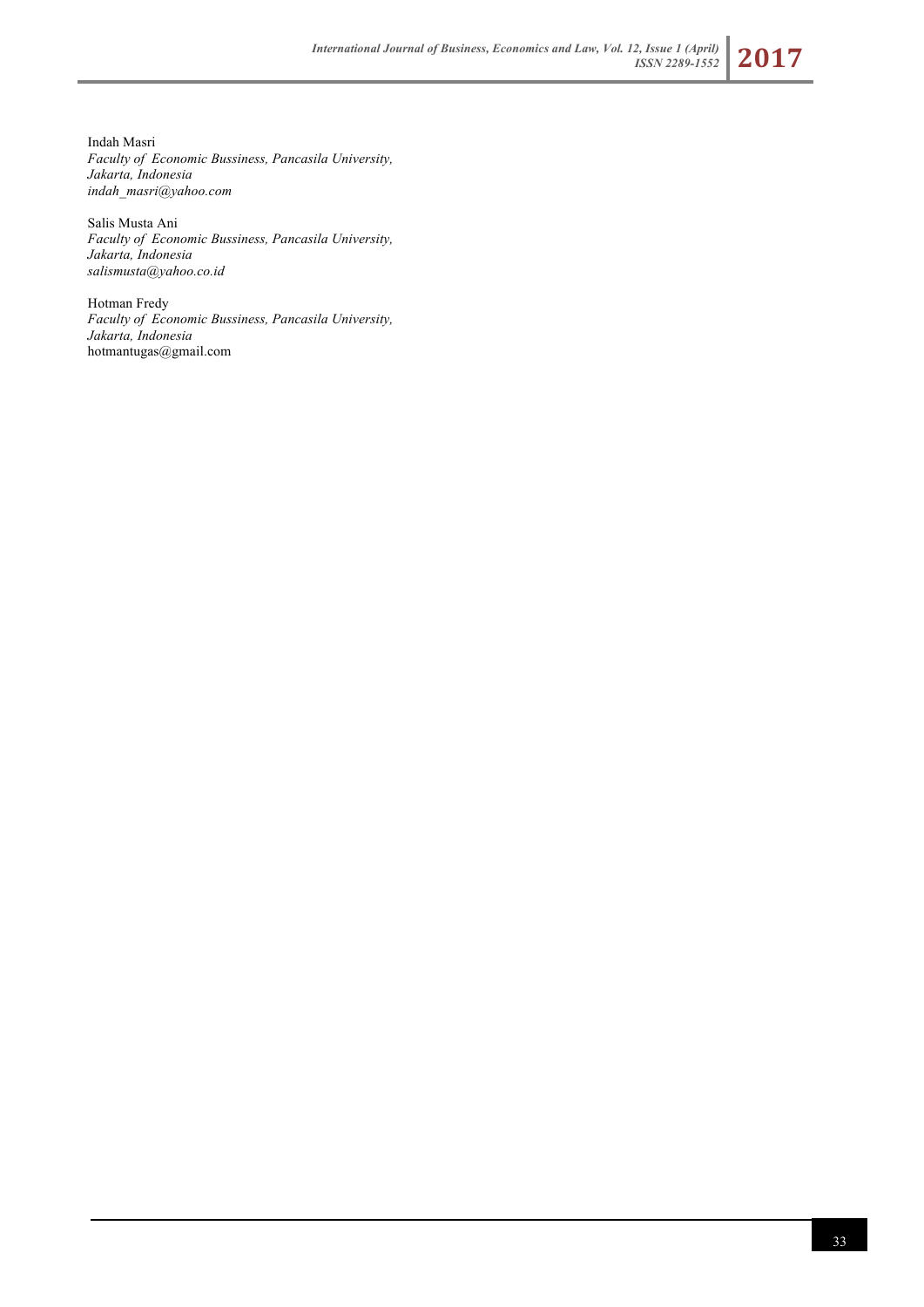Indah Masri  
*Faculty of Economic Bussiness, Pancasila University,*  
*Jakarta, Indonesia*  
*indah_masri@yahoo.com*

Salis Musta Ani  
*Faculty of Economic Bussiness, Pancasila University,*  
*Jakarta, Indonesia*  
*salismusta@yahoo.co.id*

Hotman Fredy  
*Faculty of Economic Bussiness, Pancasila University,*  
*Jakarta, Indonesia*  
hotmantugas@gmail.com